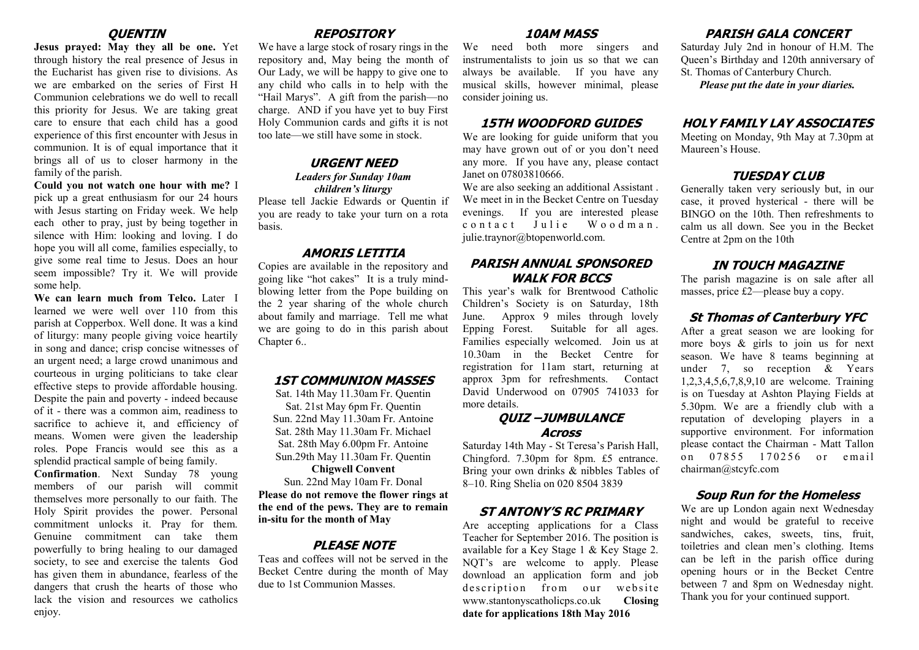## QUENTIN

**Jesus prayed: May they all be one.** Yet through history the real presence of Jesus in the Eucharist has given rise to divisions. As we are embarked on the series of First H Communion celebrations we do well to recall this priority for Jesus. We are taking great care to ensure that each child has a good experience of this first encounter with Jesus in communion. It is of equal importance that it brings all of us to closer harmony in the family of the parish.

**Could you not watch one hour with me?** I pick up a great enthusiasm for our 24 hours with Jesus starting on Friday week. We help each other to pray, just by being together in silence with Him: looking and loving. I do hope you will all come, families especially, to give some real time to Jesus. Does an hour seem impossible? Try it. We will provide some help.

**We can learn much from Telco.** Later I learned we were well over 110 from this parish at Copperbox. Well done. It was a kind of liturgy: many people giving voice heartily in song and dance; crisp concise witnesses of an urgent need; a large crowd unanimous and courteous in urging politicians to take clear effective steps to provide affordable housing. Despite the pain and poverty - indeed because of it - there was a common aim, readiness to sacrifice to achieve it, and efficiency of means. Women were given the leadership roles. Pope Francis would see this as a splendid practical sample of being family.

**Confirmation**. Next Sunday 78 young members of our parish will commit themselves more personally to our faith. The Holy Spirit provides the power. Personal commitment unlocks it. Pray for them. Genuine commitment can take them powerfully to bring healing to our damaged society, to see and exercise the talents God has given them in abundance, fearless of the dangers that crush the hearts of those who lack the vision and resources we catholics enjoy.

## REPOSITORY

We have a large stock of rosary rings in the repository and, May being the month of Our Lady, we will be happy to give one to any child who calls in to help with the "Hail Marys". A gift from the parish—no charge. AND if you have yet to buy First Holy Communion cards and gifts it is not too late—we still have some in stock.

## URGENT NEED

***Leaders for Sunday 10am children's liturgy***

Please tell Jackie Edwards or Quentin if you are ready to take your turn on a rota basis.

## AMORIS LETITIA

Copies are available in the repository and going like "hot cakes" It is a truly mind-blowing letter from the Pope building on the 2 year sharing of the whole church about family and marriage. Tell me what we are going to do in this parish about Chapter 6..

## 1ST COMMUNION MASSES

Sat. 14th May 11.30am Fr. Quentin
Sat. 21st May 6pm Fr. Quentin
Sun. 22nd May 11.30am Fr. Antoine
Sat. 28th May 11.30am Fr. Michael
Sat. 28th May 6.00pm Fr. Antoine
Sun.29th May 11.30am Fr. Quentin

**Chigwell Convent**

Sun. 22nd May 10am Fr. Donal

**Please do not remove the flower rings at the end of the pews. They are to remain in-situ for the month of May**

## PLEASE NOTE

Teas and coffees will not be served in the Becket Centre during the month of May due to 1st Communion Masses.

## 10AM MASS

We need both more singers and instrumentalists to join us so that we can always be available. If you have any musical skills, however minimal, please consider joining us.

## 15TH WOODFORD GUIDES

We are looking for guide uniform that you may have grown out of or you don't need any more. If you have any, please contact Janet on 07803810666.

We are also seeking an additional Assistant . We meet in in the Becket Centre on Tuesday evenings. If you are interested please contact Julie Woodman. julie.traynor@btopenworld.com.

## PARISH ANNUAL SPONSORED WALK FOR BCCS

This year's walk for Brentwood Catholic Children's Society is on Saturday, 18th June. Approx 9 miles through lovely Epping Forest. Suitable for all ages. Families especially welcomed. Join us at 10.30am in the Becket Centre for registration for 11am start, returning at approx 3pm for refreshments. Contact David Underwood on 07905 741033 for more details.

## QUIZ –JUMBULANCE

### Across

Saturday 14th May - St Teresa's Parish Hall, Chingford. 7.30pm for 8pm. £5 entrance. Bring your own drinks & nibbles Tables of 8–10. Ring Shelia on 020 8504 3839

## ST ANTONY'S RC PRIMARY

Are accepting applications for a Class Teacher for September 2016. The position is available for a Key Stage 1 & Key Stage 2. NQT's are welcome to apply. Please download an application form and job description from our website www.stantonyscatholicps.co.uk **Closing date for applications 18th May 2016**

## PARISH GALA CONCERT

Saturday July 2nd in honour of H.M. The Queen's Birthday and 120th anniversary of St. Thomas of Canterbury Church.

***Please put the date in your diaries.***

## HOLY FAMILY LAY ASSOCIATES

Meeting on Monday, 9th May at 7.30pm at Maureen's House.

## TUESDAY CLUB

Generally taken very seriously but, in our case, it proved hysterical - there will be BINGO on the 10th. Then refreshments to calm us all down. See you in the Becket Centre at 2pm on the 10th

## IN TOUCH MAGAZINE

The parish magazine is on sale after all masses, price £2—please buy a copy.

## St Thomas of Canterbury YFC

After a great season we are looking for more boys & girls to join us for next season. We have 8 teams beginning at under 7, so reception & Years 1,2,3,4,5,6,7,8,9,10 are welcome. Training is on Tuesday at Ashton Playing Fields at 5.30pm. We are a friendly club with a reputation of developing players in a supportive environment. For information please contact the Chairman - Matt Tallon on 07855 170256 or email chairman@stcyfc.com

## Soup Run for the Homeless

We are up London again next Wednesday night and would be grateful to receive sandwiches, cakes, sweets, tins, fruit, toiletries and clean men's clothing. Items can be left in the parish office during opening hours or in the Becket Centre between 7 and 8pm on Wednesday night. Thank you for your continued support.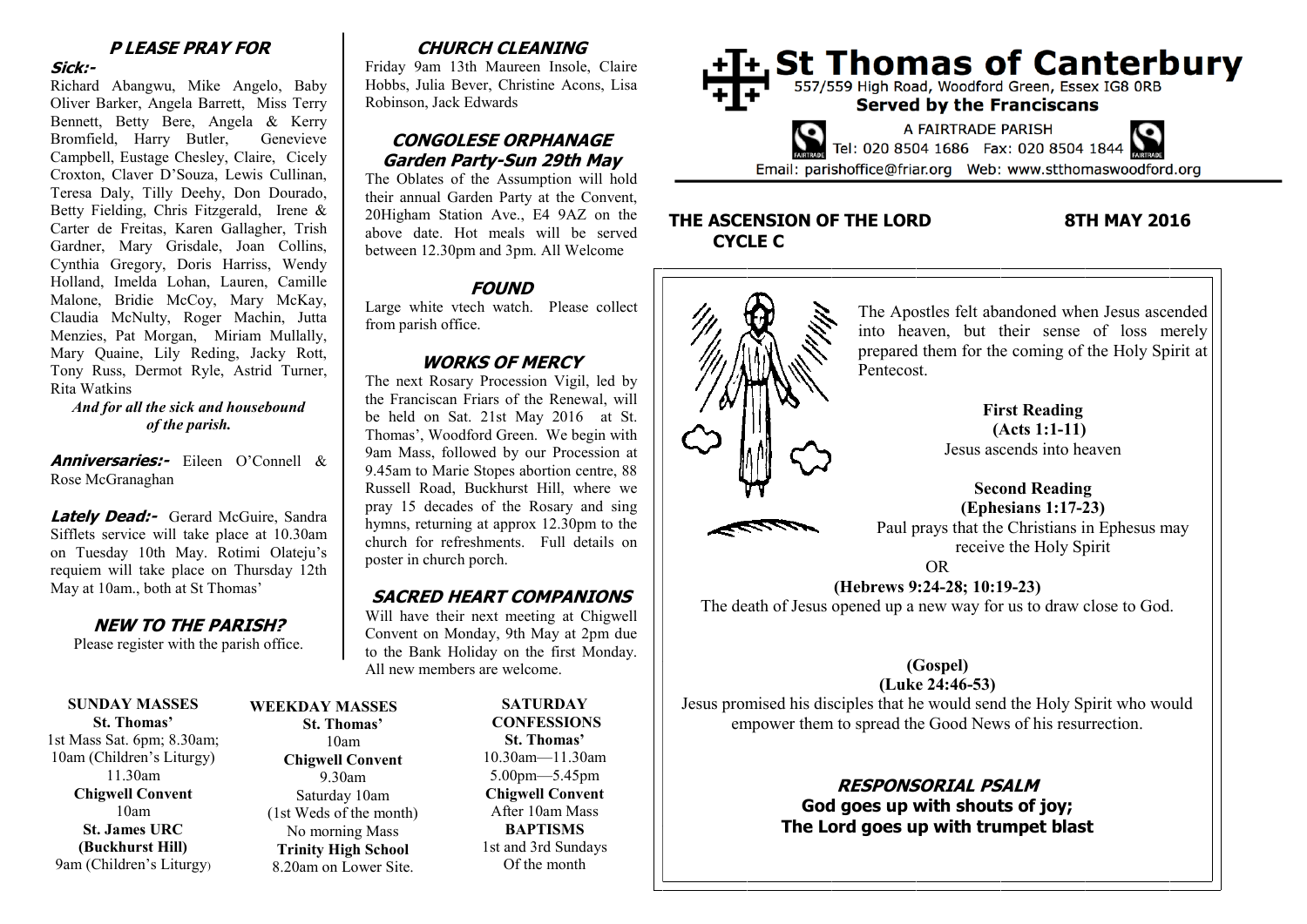## P LEASE PRAY FOR

**Sick:-**

Richard Abangwu, Mike Angelo, Baby Oliver Barker, Angela Barrett, Miss Terry Bennett, Betty Bere, Angela & Kerry Bromfield, Harry Butler, Genevieve Campbell, Eustage Chesley, Claire, Cicely Croxton, Claver D'Souza, Lewis Cullinan, Teresa Daly, Tilly Deehy, Don Dourado, Betty Fielding, Chris Fitzgerald, Irene & Carter de Freitas, Karen Gallagher, Trish Gardner, Mary Grisdale, Joan Collins, Cynthia Gregory, Doris Harriss, Wendy Holland, Imelda Lohan, Lauren, Camille Malone, Bridie McCoy, Mary McKay, Claudia McNulty, Roger Machin, Jutta Menzies, Pat Morgan, Miriam Mullally, Mary Quaine, Lily Reding, Jacky Rott, Tony Russ, Dermot Ryle, Astrid Turner, Rita Watkins

***And for all the sick and housebound of the parish.***

**Anniversaries:-** Eileen O'Connell & Rose McGranaghan

**Lately Dead:-** Gerard McGuire, Sandra Sifflets service will take place at 10.30am on Tuesday 10th May. Rotimi Olateju's requiem will take place on Thursday 12th May at 10am., both at St Thomas'

## NEW TO THE PARISH?

Please register with the parish office.

## CHURCH CLEANING

Friday 9am 13th Maureen Insole, Claire Hobbs, Julia Bever, Christine Acons, Lisa Robinson, Jack Edwards

## CONGOLESE ORPHANAGE Garden Party-Sun 29th May

The Oblates of the Assumption will hold their annual Garden Party at the Convent, 20Higham Station Ave., E4 9AZ on the above date. Hot meals will be served between 12.30pm and 3pm. All Welcome

## FOUND

Large white vtech watch. Please collect from parish office.

## WORKS OF MERCY

The next Rosary Procession Vigil, led by the Franciscan Friars of the Renewal, will be held on Sat. 21st May 2016 at St. Thomas', Woodford Green. We begin with 9am Mass, followed by our Procession at 9.45am to Marie Stopes abortion centre, 88 Russell Road, Buckhurst Hill, where we pray 15 decades of the Rosary and sing hymns, returning at approx 12.30pm to the church for refreshments. Full details on poster in church porch.

## SACRED HEART COMPANIONS

Will have their next meeting at Chigwell Convent on Monday, 9th May at 2pm due to the Bank Holiday on the first Monday. All new members are welcome.

**SUNDAY MASSES**
**St. Thomas'**
1st Mass Sat. 6pm; 8.30am;
10am (Children's Liturgy)
11.30am
**Chigwell Convent**
10am
**St. James URC (Buckhurst Hill)**
9am (Children's Liturgy)

**WEEKDAY MASSES**
**St. Thomas'**
10am
**Chigwell Convent**
9.30am
Saturday 10am
(1st Weds of the month)
No morning Mass
**Trinity High School**
8.20am on Lower Site.

**SATURDAY CONFESSIONS**
**St. Thomas'**
10.30am—11.30am
5.00pm—5.45pm
**Chigwell Convent**
After 10am Mass
**BAPTISMS**
1st and 3rd Sundays
Of the month

# St Thomas of Canterbury

557/559 High Road, Woodford Green, Essex IG8 0RB

**Served by the Franciscans**

A FAIRTRADE PARISH

Tel: 020 8504 1686 Fax: 020 8504 1844

Email: parishoffice@friar.org Web: www.stthomaswoodford.org

**THE ASCENSION OF THE LORD CYCLE C** — **8TH MAY 2016**

The Apostles felt abandoned when Jesus ascended into heaven, but their sense of loss merely prepared them for the coming of the Holy Spirit at Pentecost.

**First Reading**
**(Acts 1:1-11)**
Jesus ascends into heaven

**Second Reading**
**(Ephesians 1:17-23)**
Paul prays that the Christians in Ephesus may receive the Holy Spirit

OR

**(Hebrews 9:24-28; 10:19-23)**
The death of Jesus opened up a new way for us to draw close to God.

**(Gospel)**
**(Luke 24:46-53)**
Jesus promised his disciples that he would send the Holy Spirit who would empower them to spread the Good News of his resurrection.

## RESPONSORIAL PSALM

**God goes up with shouts of joy;**
**The Lord goes up with trumpet blast**